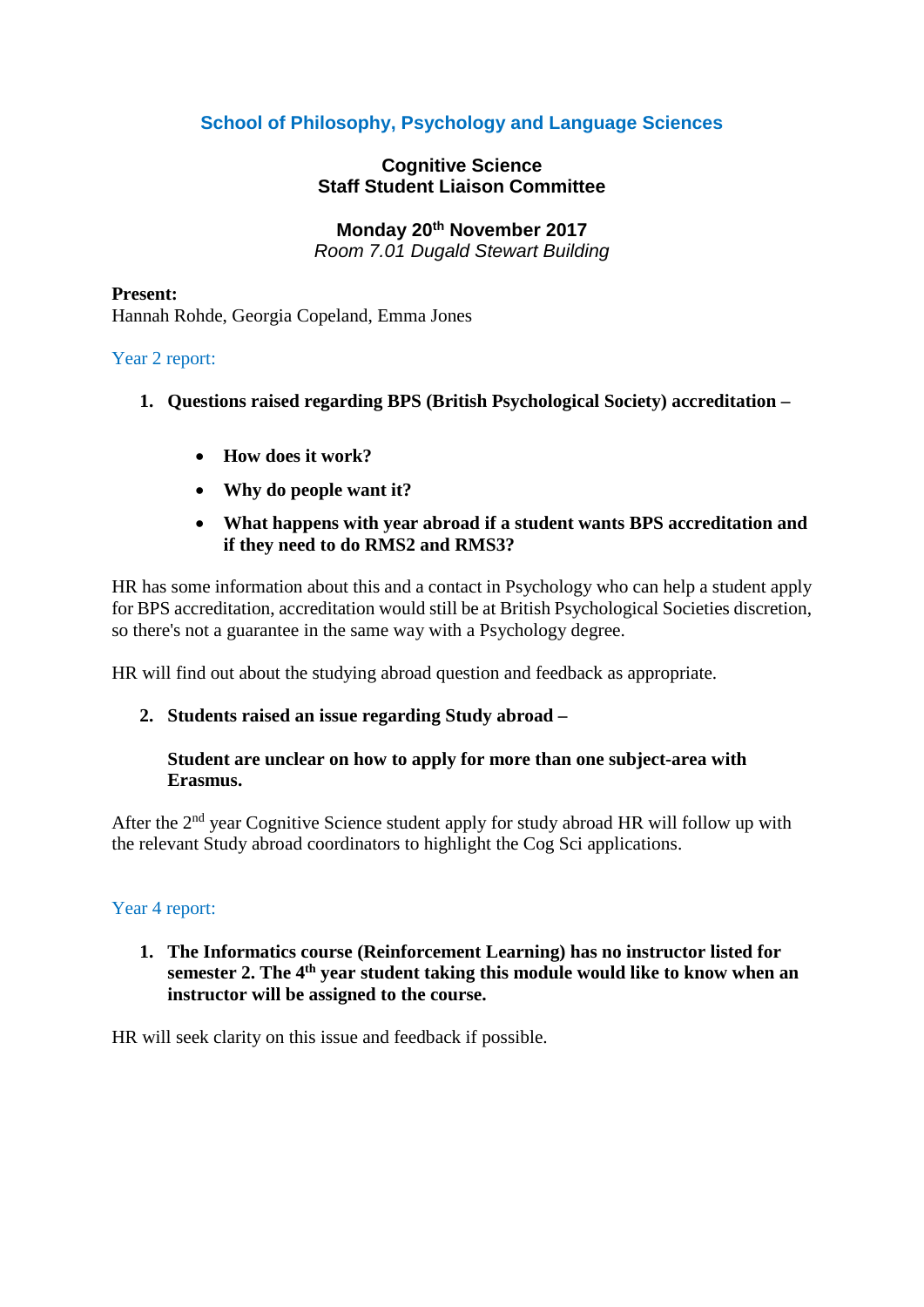## School of Philosophy, Psychology and Language Sciences

### Cognitive Science
### Staff Student Liaison Committee

**Monday 20th November 2017**
*Room 7.01 Dugald Stewart Building*

**Present:**
Hannah Rohde, Georgia Copeland, Emma Jones

Year 2 report:

1. **Questions raised regarding BPS (British Psychological Society) accreditation –**

    - **How does it work?**
    - **Why do people want it?**
    - **What happens with year abroad if a student wants BPS accreditation and if they need to do RMS2 and RMS3?**

HR has some information about this and a contact in Psychology who can help a student apply for BPS accreditation, accreditation would still be at British Psychological Societies discretion, so there's not a guarantee in the same way with a Psychology degree.

HR will find out about the studying abroad question and feedback as appropriate.

2. **Students raised an issue regarding Study abroad –**

    **Student are unclear on how to apply for more than one subject-area with Erasmus.**

After the 2nd year Cognitive Science student apply for study abroad HR will follow up with the relevant Study abroad coordinators to highlight the Cog Sci applications.

Year 4 report:

1. **The Informatics course (Reinforcement Learning) has no instructor listed for semester 2. The 4th year student taking this module would like to know when an instructor will be assigned to the course.**

HR will seek clarity on this issue and feedback if possible.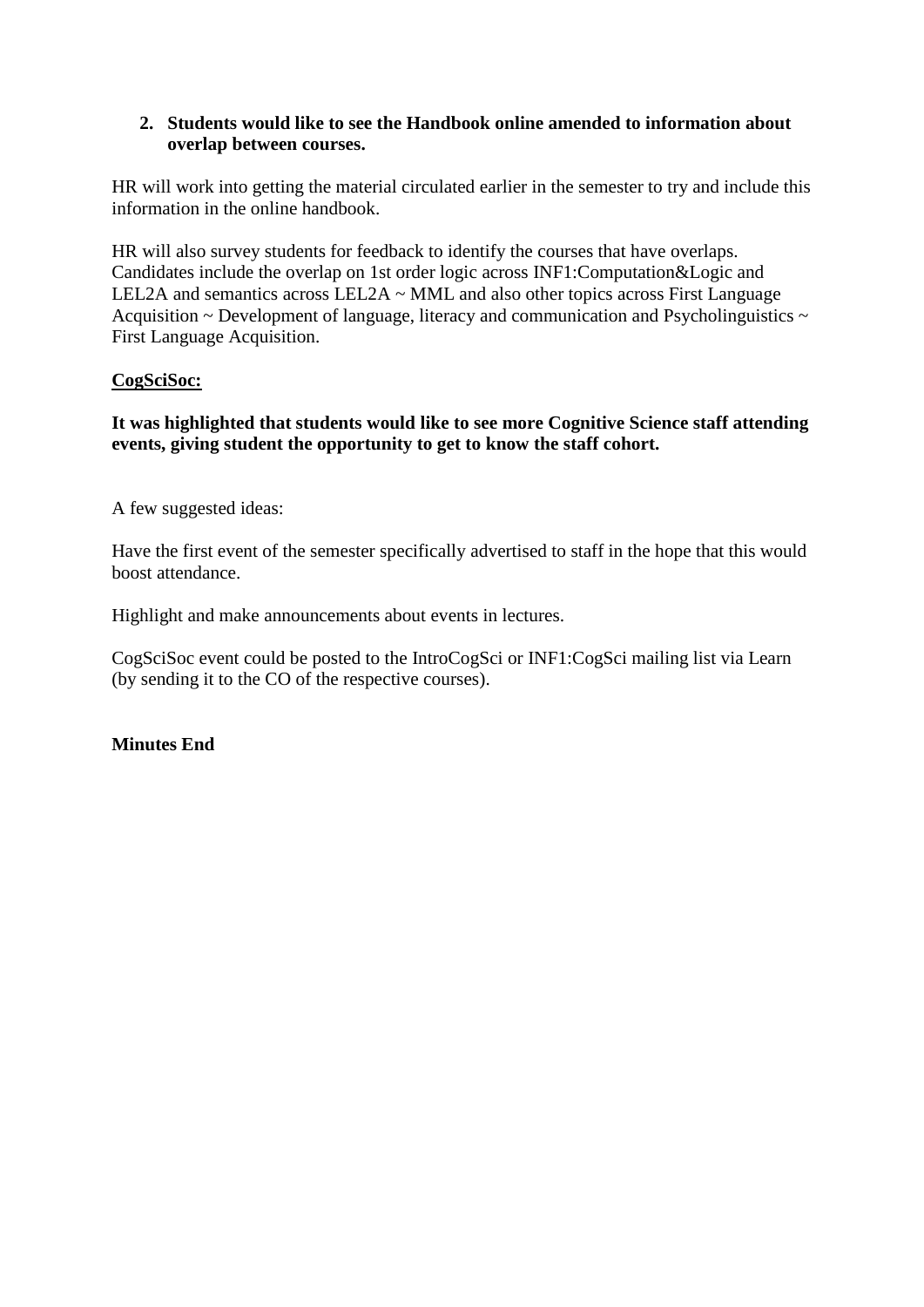2. **Students would like to see the Handbook online amended to information about overlap between courses.**

HR will work into getting the material circulated earlier in the semester to try and include this information in the online handbook.

HR will also survey students for feedback to identify the courses that have overlaps. Candidates include the overlap on 1st order logic across INF1:Computation&Logic and LEL2A and semantics across LEL2A ~ MML and also other topics across First Language Acquisition ~ Development of language, literacy and communication and Psycholinguistics ~ First Language Acquisition.

**<u>CogSciSoc:</u>**

**It was highlighted that students would like to see more Cognitive Science staff attending events, giving student the opportunity to get to know the staff cohort.**

A few suggested ideas:

Have the first event of the semester specifically advertised to staff in the hope that this would boost attendance.

Highlight and make announcements about events in lectures.

CogSciSoc event could be posted to the IntroCogSci or INF1:CogSci mailing list via Learn (by sending it to the CO of the respective courses).

**Minutes End**